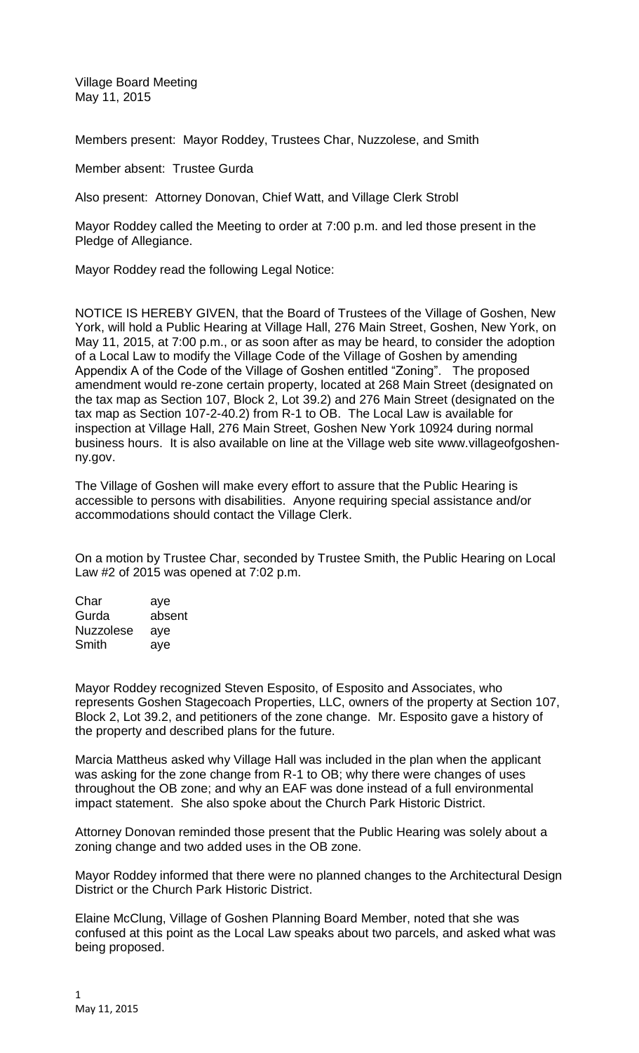Village Board Meeting
May 11, 2015

Members present: Mayor Roddey, Trustees Char, Nuzzolese, and Smith

Member absent: Trustee Gurda

Also present: Attorney Donovan, Chief Watt, and Village Clerk Strobl

Mayor Roddey called the Meeting to order at 7:00 p.m. and led those present in the Pledge of Allegiance.

Mayor Roddey read the following Legal Notice:

NOTICE IS HEREBY GIVEN, that the Board of Trustees of the Village of Goshen, New York, will hold a Public Hearing at Village Hall, 276 Main Street, Goshen, New York, on May 11, 2015, at 7:00 p.m., or as soon after as may be heard, to consider the adoption of a Local Law to modify the Village Code of the Village of Goshen by amending Appendix A of the Code of the Village of Goshen entitled "Zoning". The proposed amendment would re-zone certain property, located at 268 Main Street (designated on the tax map as Section 107, Block 2, Lot 39.2) and 276 Main Street (designated on the tax map as Section 107-2-40.2) from R-1 to OB. The Local Law is available for inspection at Village Hall, 276 Main Street, Goshen New York 10924 during normal business hours. It is also available on line at the Village web site www.villageofgoshen-ny.gov.

The Village of Goshen will make every effort to assure that the Public Hearing is accessible to persons with disabilities. Anyone requiring special assistance and/or accommodations should contact the Village Clerk.

On a motion by Trustee Char, seconded by Trustee Smith, the Public Hearing on Local Law #2 of 2015 was opened at 7:02 p.m.

| | |
|---|---|
| Char | aye |
| Gurda | absent |
| Nuzzolese | aye |
| Smith | aye |

Mayor Roddey recognized Steven Esposito, of Esposito and Associates, who represents Goshen Stagecoach Properties, LLC, owners of the property at Section 107, Block 2, Lot 39.2, and petitioners of the zone change. Mr. Esposito gave a history of the property and described plans for the future.

Marcia Mattheus asked why Village Hall was included in the plan when the applicant was asking for the zone change from R-1 to OB; why there were changes of uses throughout the OB zone; and why an EAF was done instead of a full environmental impact statement. She also spoke about the Church Park Historic District.

Attorney Donovan reminded those present that the Public Hearing was solely about a zoning change and two added uses in the OB zone.

Mayor Roddey informed that there were no planned changes to the Architectural Design District or the Church Park Historic District.

Elaine McClung, Village of Goshen Planning Board Member, noted that she was confused at this point as the Local Law speaks about two parcels, and asked what was being proposed.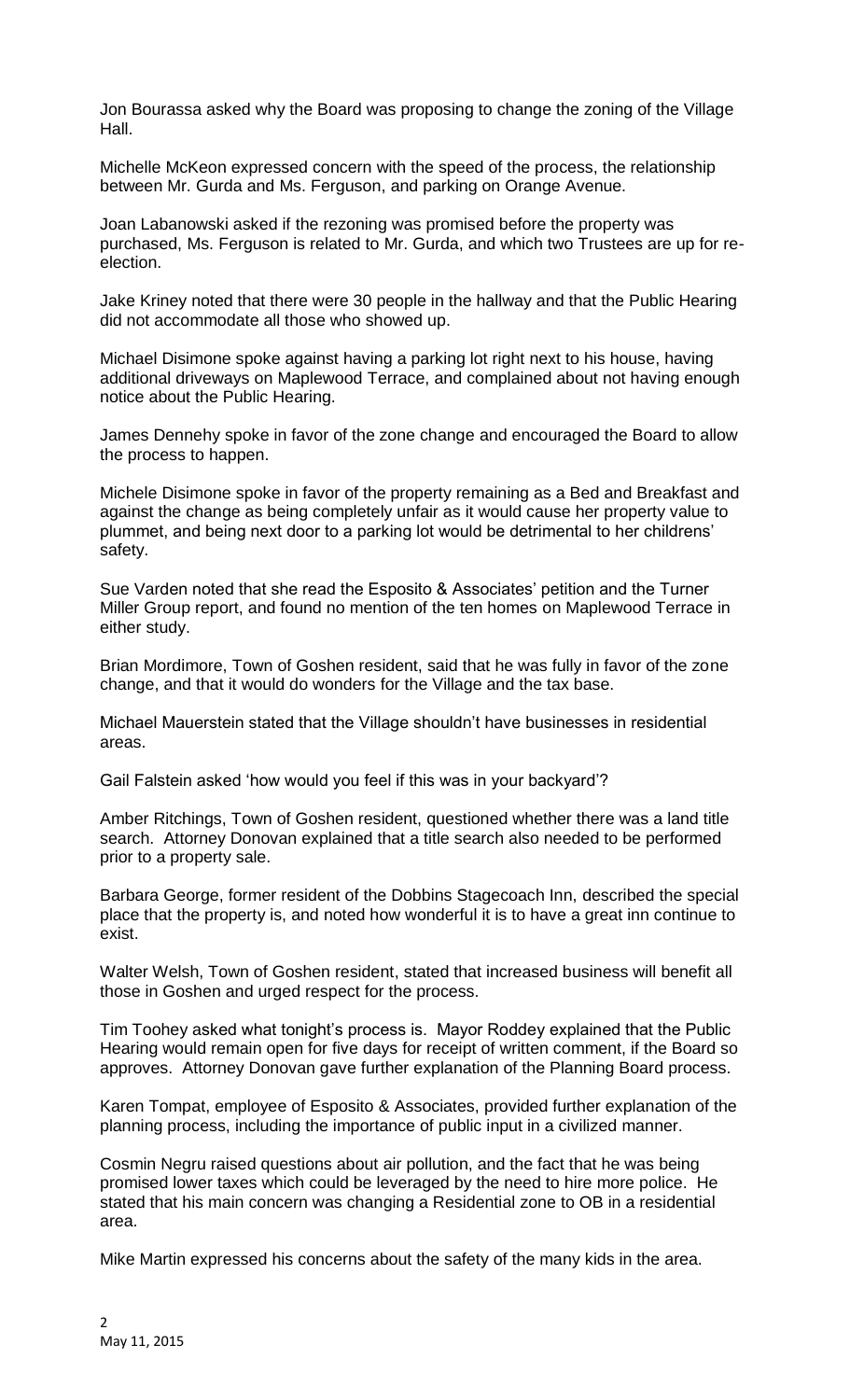Jon Bourassa asked why the Board was proposing to change the zoning of the Village Hall.

Michelle McKeon expressed concern with the speed of the process, the relationship between Mr. Gurda and Ms. Ferguson, and parking on Orange Avenue.

Joan Labanowski asked if the rezoning was promised before the property was purchased, Ms. Ferguson is related to Mr. Gurda, and which two Trustees are up for re-election.

Jake Kriney noted that there were 30 people in the hallway and that the Public Hearing did not accommodate all those who showed up.

Michael Disimone spoke against having a parking lot right next to his house, having additional driveways on Maplewood Terrace, and complained about not having enough notice about the Public Hearing.

James Dennehy spoke in favor of the zone change and encouraged the Board to allow the process to happen.

Michele Disimone spoke in favor of the property remaining as a Bed and Breakfast and against the change as being completely unfair as it would cause her property value to plummet, and being next door to a parking lot would be detrimental to her childrens' safety.

Sue Varden noted that she read the Esposito & Associates' petition and the Turner Miller Group report, and found no mention of the ten homes on Maplewood Terrace in either study.

Brian Mordimore, Town of Goshen resident, said that he was fully in favor of the zone change, and that it would do wonders for the Village and the tax base.

Michael Mauerstein stated that the Village shouldn't have businesses in residential areas.

Gail Falstein asked 'how would you feel if this was in your backyard'?

Amber Ritchings, Town of Goshen resident, questioned whether there was a land title search. Attorney Donovan explained that a title search also needed to be performed prior to a property sale.

Barbara George, former resident of the Dobbins Stagecoach Inn, described the special place that the property is, and noted how wonderful it is to have a great inn continue to exist.

Walter Welsh, Town of Goshen resident, stated that increased business will benefit all those in Goshen and urged respect for the process.

Tim Toohey asked what tonight's process is. Mayor Roddey explained that the Public Hearing would remain open for five days for receipt of written comment, if the Board so approves. Attorney Donovan gave further explanation of the Planning Board process.

Karen Tompat, employee of Esposito & Associates, provided further explanation of the planning process, including the importance of public input in a civilized manner.

Cosmin Negru raised questions about air pollution, and the fact that he was being promised lower taxes which could be leveraged by the need to hire more police. He stated that his main concern was changing a Residential zone to OB in a residential area.

Mike Martin expressed his concerns about the safety of the many kids in the area.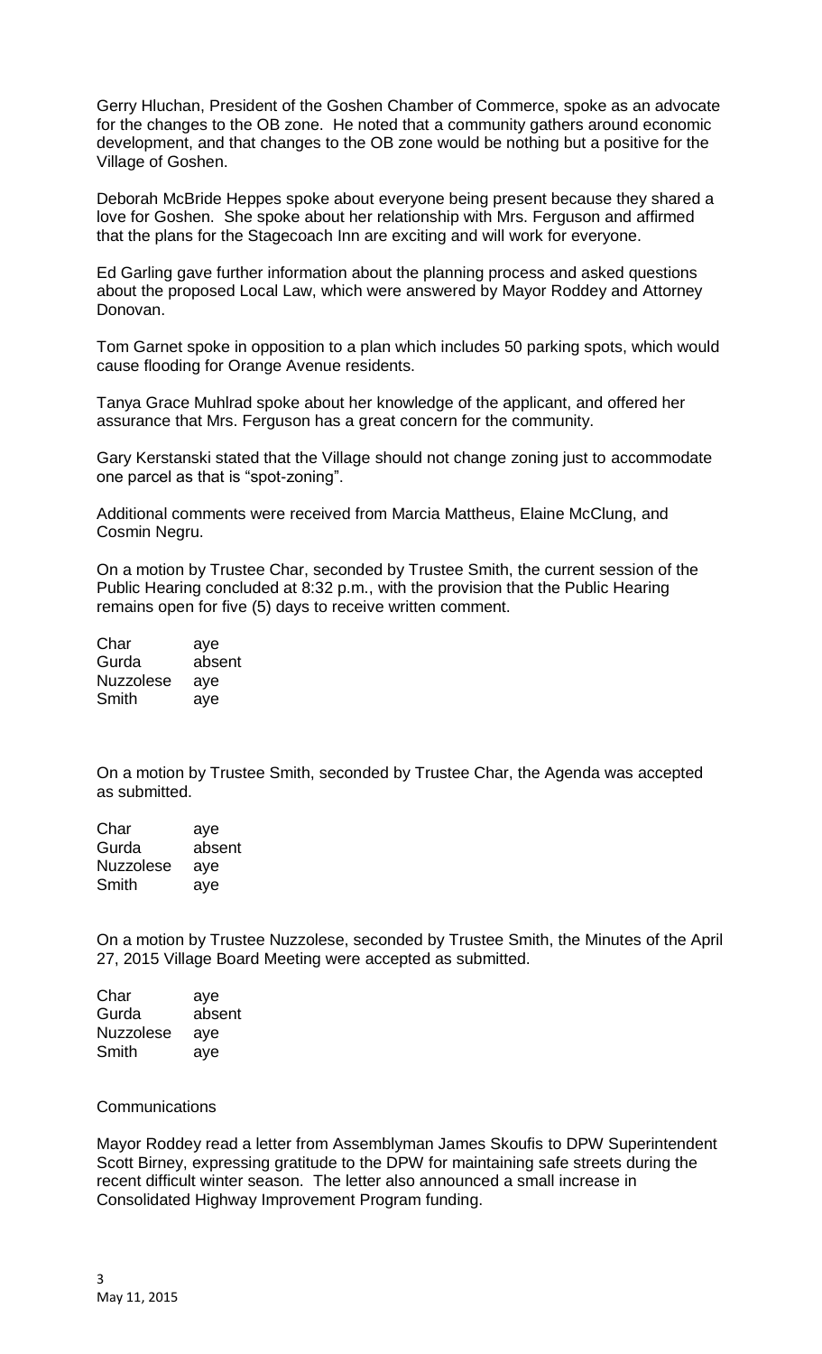Gerry Hluchan, President of the Goshen Chamber of Commerce, spoke as an advocate for the changes to the OB zone. He noted that a community gathers around economic development, and that changes to the OB zone would be nothing but a positive for the Village of Goshen.

Deborah McBride Heppes spoke about everyone being present because they shared a love for Goshen. She spoke about her relationship with Mrs. Ferguson and affirmed that the plans for the Stagecoach Inn are exciting and will work for everyone.

Ed Garling gave further information about the planning process and asked questions about the proposed Local Law, which were answered by Mayor Roddey and Attorney Donovan.

Tom Garnet spoke in opposition to a plan which includes 50 parking spots, which would cause flooding for Orange Avenue residents.

Tanya Grace Muhlrad spoke about her knowledge of the applicant, and offered her assurance that Mrs. Ferguson has a great concern for the community.

Gary Kerstanski stated that the Village should not change zoning just to accommodate one parcel as that is "spot-zoning".

Additional comments were received from Marcia Mattheus, Elaine McClung, and Cosmin Negru.

On a motion by Trustee Char, seconded by Trustee Smith, the current session of the Public Hearing concluded at 8:32 p.m., with the provision that the Public Hearing remains open for five (5) days to receive written comment.

| | |
|---|---|
| Char | aye |
| Gurda | absent |
| Nuzzolese | aye |
| Smith | aye |

On a motion by Trustee Smith, seconded by Trustee Char, the Agenda was accepted as submitted.

| | |
|---|---|
| Char | aye |
| Gurda | absent |
| Nuzzolese | aye |
| Smith | aye |

On a motion by Trustee Nuzzolese, seconded by Trustee Smith, the Minutes of the April 27, 2015 Village Board Meeting were accepted as submitted.

| | |
|---|---|
| Char | aye |
| Gurda | absent |
| Nuzzolese | aye |
| Smith | aye |

Communications

Mayor Roddey read a letter from Assemblyman James Skoufis to DPW Superintendent Scott Birney, expressing gratitude to the DPW for maintaining safe streets during the recent difficult winter season. The letter also announced a small increase in Consolidated Highway Improvement Program funding.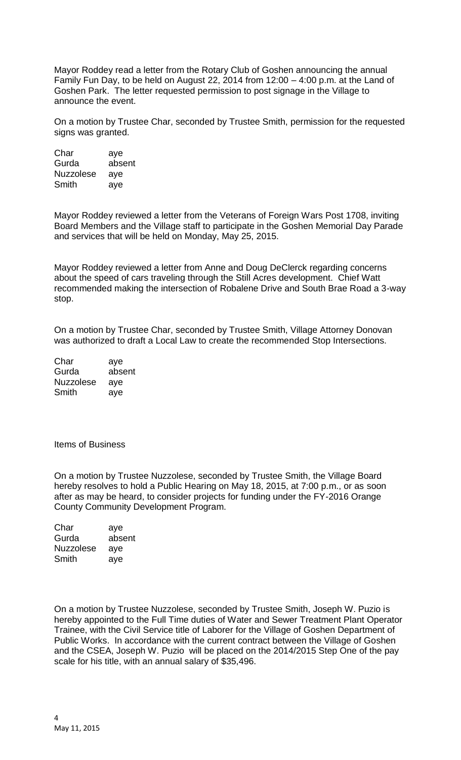Mayor Roddey read a letter from the Rotary Club of Goshen announcing the annual Family Fun Day, to be held on August 22, 2014 from 12:00 – 4:00 p.m. at the Land of Goshen Park. The letter requested permission to post signage in the Village to announce the event.

On a motion by Trustee Char, seconded by Trustee Smith, permission for the requested signs was granted.

| | |
|---|---|
| Char | aye |
| Gurda | absent |
| Nuzzolese | aye |
| Smith | aye |

Mayor Roddey reviewed a letter from the Veterans of Foreign Wars Post 1708, inviting Board Members and the Village staff to participate in the Goshen Memorial Day Parade and services that will be held on Monday, May 25, 2015.

Mayor Roddey reviewed a letter from Anne and Doug DeClerck regarding concerns about the speed of cars traveling through the Still Acres development. Chief Watt recommended making the intersection of Robalene Drive and South Brae Road a 3-way stop.

On a motion by Trustee Char, seconded by Trustee Smith, Village Attorney Donovan was authorized to draft a Local Law to create the recommended Stop Intersections.

| | |
|---|---|
| Char | aye |
| Gurda | absent |
| Nuzzolese | aye |
| Smith | aye |

Items of Business

On a motion by Trustee Nuzzolese, seconded by Trustee Smith, the Village Board hereby resolves to hold a Public Hearing on May 18, 2015, at 7:00 p.m., or as soon after as may be heard, to consider projects for funding under the FY-2016 Orange County Community Development Program.

| | |
|---|---|
| Char | aye |
| Gurda | absent |
| Nuzzolese | aye |
| Smith | aye |

On a motion by Trustee Nuzzolese, seconded by Trustee Smith, Joseph W. Puzio is hereby appointed to the Full Time duties of Water and Sewer Treatment Plant Operator Trainee, with the Civil Service title of Laborer for the Village of Goshen Department of Public Works. In accordance with the current contract between the Village of Goshen and the CSEA, Joseph W. Puzio will be placed on the 2014/2015 Step One of the pay scale for his title, with an annual salary of $35,496.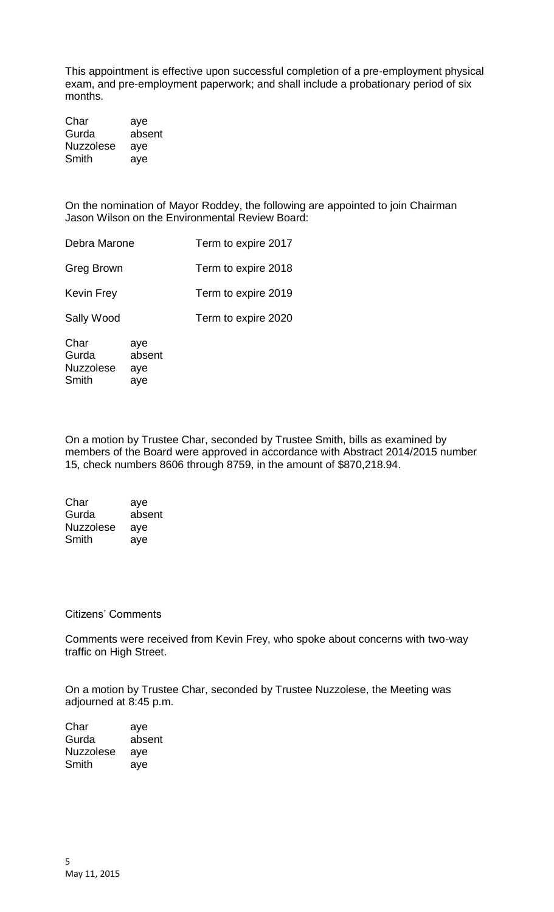This appointment is effective upon successful completion of a pre-employment physical exam, and pre-employment paperwork; and shall include a probationary period of six months.

| | |
|---|---|
| Char | aye |
| Gurda | absent |
| Nuzzolese | aye |
| Smith | aye |

On the nomination of Mayor Roddey, the following are appointed to join Chairman Jason Wilson on the Environmental Review Board:

| | |
|---|---|
| Debra Marone | Term to expire 2017 |
| Greg Brown | Term to expire 2018 |
| Kevin Frey | Term to expire 2019 |
| Sally Wood | Term to expire 2020 |

| | |
|---|---|
| Char | aye |
| Gurda | absent |
| Nuzzolese | aye |
| Smith | aye |

On a motion by Trustee Char, seconded by Trustee Smith, bills as examined by members of the Board were approved in accordance with Abstract 2014/2015 number 15, check numbers 8606 through 8759, in the amount of $870,218.94.

| | |
|---|---|
| Char | aye |
| Gurda | absent |
| Nuzzolese | aye |
| Smith | aye |

Citizens' Comments

Comments were received from Kevin Frey, who spoke about concerns with two-way traffic on High Street.

On a motion by Trustee Char, seconded by Trustee Nuzzolese, the Meeting was adjourned at 8:45 p.m.

| | |
|---|---|
| Char | aye |
| Gurda | absent |
| Nuzzolese | aye |
| Smith | aye |